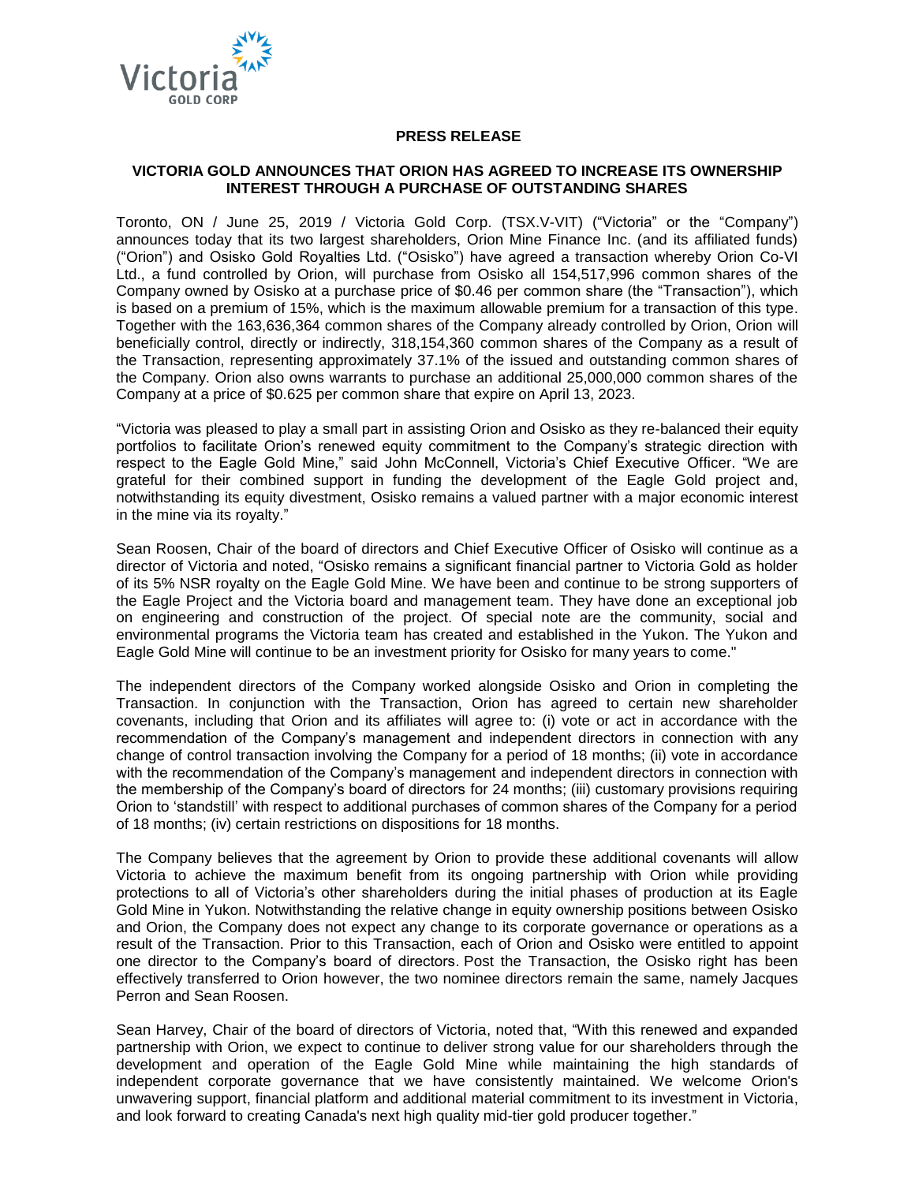Victoria GOLD CORP

**PRESS RELEASE**

**VICTORIA GOLD ANNOUNCES THAT ORION HAS AGREED TO INCREASE ITS OWNERSHIP INTEREST THROUGH A PURCHASE OF OUTSTANDING SHARES**

Toronto, ON / June 25, 2019 / Victoria Gold Corp. (TSX.V-VIT) ("Victoria" or the "Company") announces today that its two largest shareholders, Orion Mine Finance Inc. (and its affiliated funds) ("Orion") and Osisko Gold Royalties Ltd. ("Osisko") have agreed a transaction whereby Orion Co-VI Ltd., a fund controlled by Orion, will purchase from Osisko all 154,517,996 common shares of the Company owned by Osisko at a purchase price of $0.46 per common share (the "Transaction"), which is based on a premium of 15%, which is the maximum allowable premium for a transaction of this type. Together with the 163,636,364 common shares of the Company already controlled by Orion, Orion will beneficially control, directly or indirectly, 318,154,360 common shares of the Company as a result of the Transaction, representing approximately 37.1% of the issued and outstanding common shares of the Company. Orion also owns warrants to purchase an additional 25,000,000 common shares of the Company at a price of $0.625 per common share that expire on April 13, 2023.

"Victoria was pleased to play a small part in assisting Orion and Osisko as they re-balanced their equity portfolios to facilitate Orion's renewed equity commitment to the Company's strategic direction with respect to the Eagle Gold Mine," said John McConnell, Victoria's Chief Executive Officer. "We are grateful for their combined support in funding the development of the Eagle Gold project and, notwithstanding its equity divestment, Osisko remains a valued partner with a major economic interest in the mine via its royalty."

Sean Roosen, Chair of the board of directors and Chief Executive Officer of Osisko will continue as a director of Victoria and noted, "Osisko remains a significant financial partner to Victoria Gold as holder of its 5% NSR royalty on the Eagle Gold Mine. We have been and continue to be strong supporters of the Eagle Project and the Victoria board and management team. They have done an exceptional job on engineering and construction of the project. Of special note are the community, social and environmental programs the Victoria team has created and established in the Yukon. The Yukon and Eagle Gold Mine will continue to be an investment priority for Osisko for many years to come."

The independent directors of the Company worked alongside Osisko and Orion in completing the Transaction. In conjunction with the Transaction, Orion has agreed to certain new shareholder covenants, including that Orion and its affiliates will agree to: (i) vote or act in accordance with the recommendation of the Company's management and independent directors in connection with any change of control transaction involving the Company for a period of 18 months; (ii) vote in accordance with the recommendation of the Company's management and independent directors in connection with the membership of the Company's board of directors for 24 months; (iii) customary provisions requiring Orion to 'standstill' with respect to additional purchases of common shares of the Company for a period of 18 months; (iv) certain restrictions on dispositions for 18 months.

The Company believes that the agreement by Orion to provide these additional covenants will allow Victoria to achieve the maximum benefit from its ongoing partnership with Orion while providing protections to all of Victoria's other shareholders during the initial phases of production at its Eagle Gold Mine in Yukon. Notwithstanding the relative change in equity ownership positions between Osisko and Orion, the Company does not expect any change to its corporate governance or operations as a result of the Transaction. Prior to this Transaction, each of Orion and Osisko were entitled to appoint one director to the Company's board of directors. Post the Transaction, the Osisko right has been effectively transferred to Orion however, the two nominee directors remain the same, namely Jacques Perron and Sean Roosen.

Sean Harvey, Chair of the board of directors of Victoria, noted, that, "With this renewed and expanded partnership with Orion, we expect to continue to deliver strong value for our shareholders through the development and operation of the Eagle Gold Mine while maintaining the high standards of independent corporate governance that we have consistently maintained. We welcome Orion's unwavering support, financial platform and additional material commitment to its investment in Victoria, and look forward to creating Canada's next high quality mid-tier gold producer together."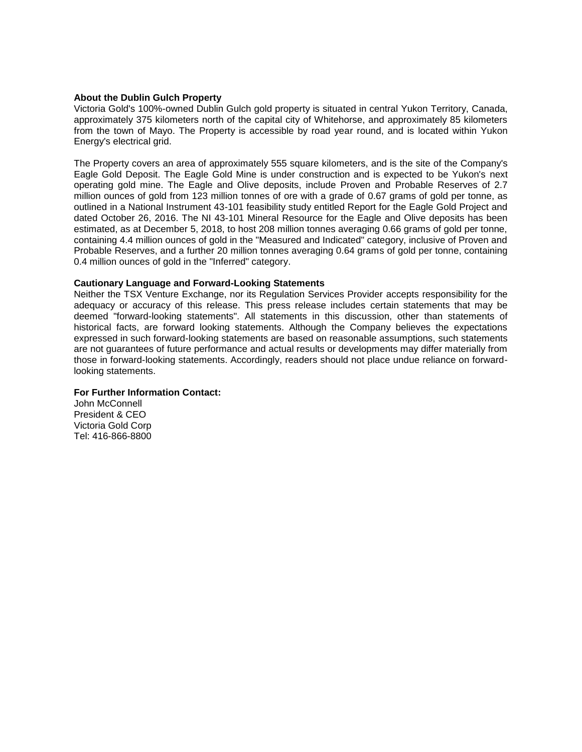**About the Dublin Gulch Property**

Victoria Gold's 100%-owned Dublin Gulch gold property is situated in central Yukon Territory, Canada, approximately 375 kilometers north of the capital city of Whitehorse, and approximately 85 kilometers from the town of Mayo. The Property is accessible by road year round, and is located within Yukon Energy's electrical grid.

The Property covers an area of approximately 555 square kilometers, and is the site of the Company's Eagle Gold Deposit. The Eagle Gold Mine is under construction and is expected to be Yukon's next operating gold mine. The Eagle and Olive deposits, include Proven and Probable Reserves of 2.7 million ounces of gold from 123 million tonnes of ore with a grade of 0.67 grams of gold per tonne, as outlined in a National Instrument 43-101 feasibility study entitled Report for the Eagle Gold Project and dated October 26, 2016. The NI 43-101 Mineral Resource for the Eagle and Olive deposits has been estimated, as at December 5, 2018, to host 208 million tonnes averaging 0.66 grams of gold per tonne, containing 4.4 million ounces of gold in the "Measured and Indicated" category, inclusive of Proven and Probable Reserves, and a further 20 million tonnes averaging 0.64 grams of gold per tonne, containing 0.4 million ounces of gold in the "Inferred" category.

**Cautionary Language and Forward-Looking Statements**

Neither the TSX Venture Exchange, nor its Regulation Services Provider accepts responsibility for the adequacy or accuracy of this release. This press release includes certain statements that may be deemed "forward-looking statements". All statements in this discussion, other than statements of historical facts, are forward looking statements. Although the Company believes the expectations expressed in such forward-looking statements are based on reasonable assumptions, such statements are not guarantees of future performance and actual results or developments may differ materially from those in forward-looking statements. Accordingly, readers should not place undue reliance on forward-looking statements.

**For Further Information Contact:**

John McConnell
President & CEO
Victoria Gold Corp
Tel: 416-866-8800